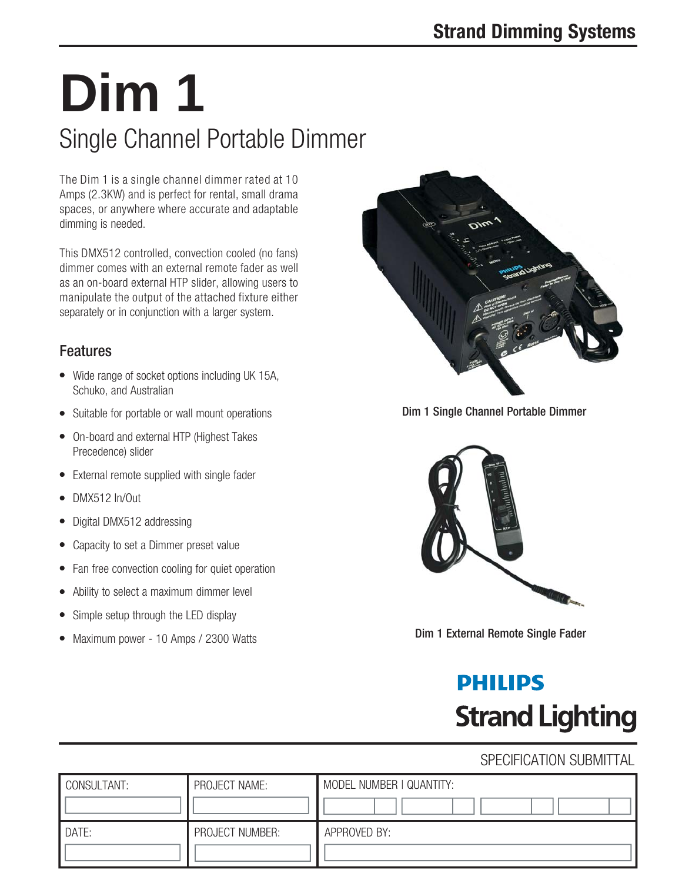# Dim 1

## Single Channel Portable Dimmer

The Dim 1 is a single channel dimmer rated at 10 Amps (2.3KW) and is perfect for rental, small drama spaces, or anywhere where accurate and adaptable dimming is needed.

This DMX512 controlled, convection cooled (no fans) dimmer comes with an external remote fader as well as an on-board external HTP slider, allowing users to manipulate the output of the attached fixture either separately or in conjunction with a larger system.

### Features

- Wide range of socket options including UK 15A, Schuko, and Australian
- Suitable for portable or wall mount operations
- On-board and external HTP (Highest Takes Precedence) slider
- External remote supplied with single fader
- DMX512 In/Out
- Digital DMX512 addressing
- Capacity to set a Dimmer preset value
- Fan free convection cooling for quiet operation
- Ability to select a maximum dimmer level
- Simple setup through the LED display
- Maximum power - 10 Amps / 2300 Watts

Dim 1 Single Channel Portable Dimmer

Dim 1 External Remote Single Fader

PHILIPS Strand Lighting

SPECIFICATION SUBMITTAL

| CONSULTANT: | PROJECT NAME: | MODEL NUMBER \| QUANTITY: |
|---|---|---|
| | | |
| DATE: | PROJECT NUMBER: | APPROVED BY: |
| | | |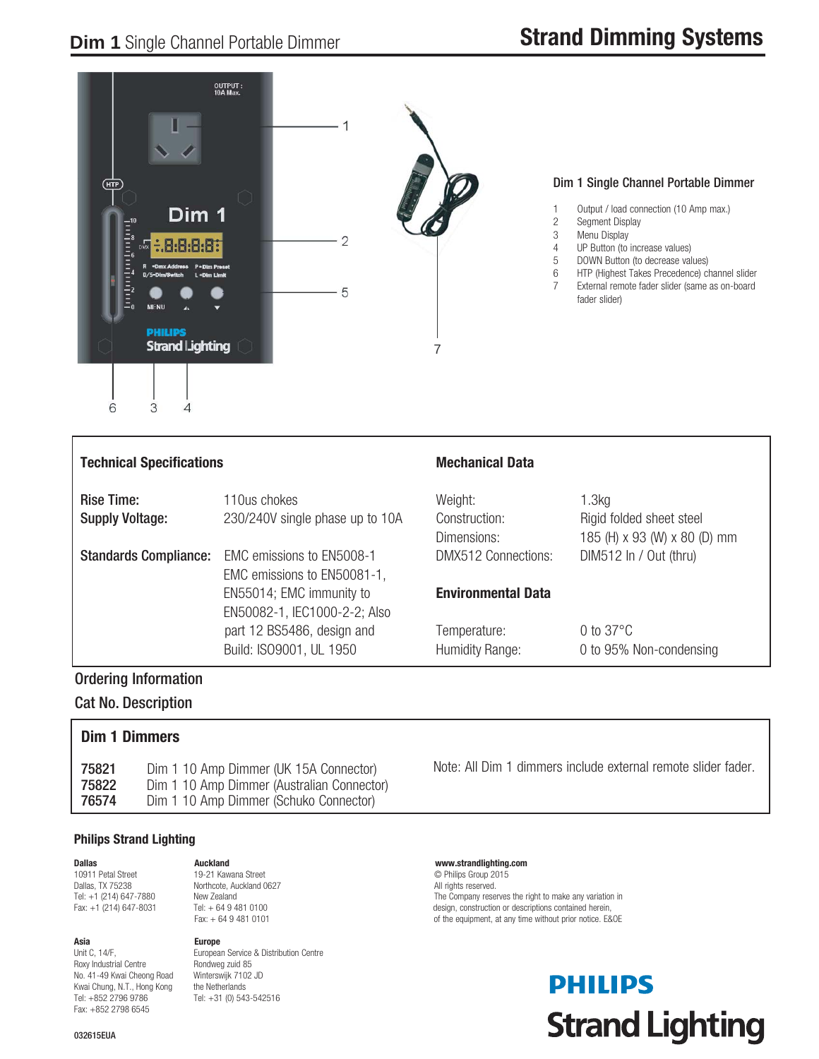## Dim 1 Single Channel Portable Dimmer

**Strand Dimming Systems**

OUTPUT : 10A Max.

HTP

Dim 1

DMX

R =Dmx Address P =Dim Preset
D/S=Dim/Switch L =Dim Limit

MENU ▲ ▼

PHILIPS
Strand Lighting

1
2
5
6
3
4
7

### Dim 1 Single Channel Portable Dimmer

1. Output / load connection (10 Amp max.)
2. Segment Display
3. Menu Display
4. UP Button (to increase values)
5. DOWN Button (to decrease values)
6. HTP (Highest Takes Precedence) channel slider
7. External remote fader slider (same as on-board fader slider)

### Technical Specifications

| | |
|---|---|
| **Rise Time:** | 110us chokes |
| **Supply Voltage:** | 230/240V single phase up to 10A |
| **Standards Compliance:** | EMC emissions to EN5008-1 EMC emissions to EN50081-1, EN55014; EMC immunity to EN50082-1, IEC1000-2-2; Also part 12 BS5486, design and Build: ISO9001, UL 1950 |

### Mechanical Data

| | |
|---|---|
| Weight: | 1.3kg |
| Construction: | Rigid folded sheet steel |
| Dimensions: | 185 (H) x 93 (W) x 80 (D) mm |
| DMX512 Connections: | DIM512 In / Out (thru) |

### Environmental Data

| | |
|---|---|
| Temperature: | 0 to 37°C |
| Humidity Range: | 0 to 95% Non-condensing |

### Ordering Information

Cat No. Description

#### Dim 1 Dimmers

| | |
|---|---|
| **75821** | Dim 1 10 Amp Dimmer (UK 15A Connector) |
| **75822** | Dim 1 10 Amp Dimmer (Australian Connector) |
| **76574** | Dim 1 10 Amp Dimmer (Schuko Connector) |

Note: All Dim 1 dimmers include external remote slider fader.

### Philips Strand Lighting

**Dallas**
10911 Petal Street
Dallas, TX 75238
Tel: +1 (214) 647-7880
Fax: +1 (214) 647-8031

**Auckland**
19-21 Kawana Street
Northcote, Auckland 0627
New Zealand
Tel: + 64 9 481 0100
Fax: + 64 9 481 0101

**Asia**
Unit C, 14/F,
Roxy Industrial Centre
No. 41-49 Kwai Cheong Road
Kwai Chung, N.T., Hong Kong
Tel: +852 2796 9786
Fax: +852 2798 6545

**Europe**
European Service & Distribution Centre
Rondweg zuid 85
Winterswijk 7102 JD
the Netherlands
Tel: +31 (0) 543-542516

**www.strandlighting.com**
© Philips Group 2015
All rights reserved.
The Company reserves the right to make any variation in design, construction or descriptions contained herein, of the equipment, at any time without prior notice. E&OE

PHILIPS
Strand Lighting

032615EUA